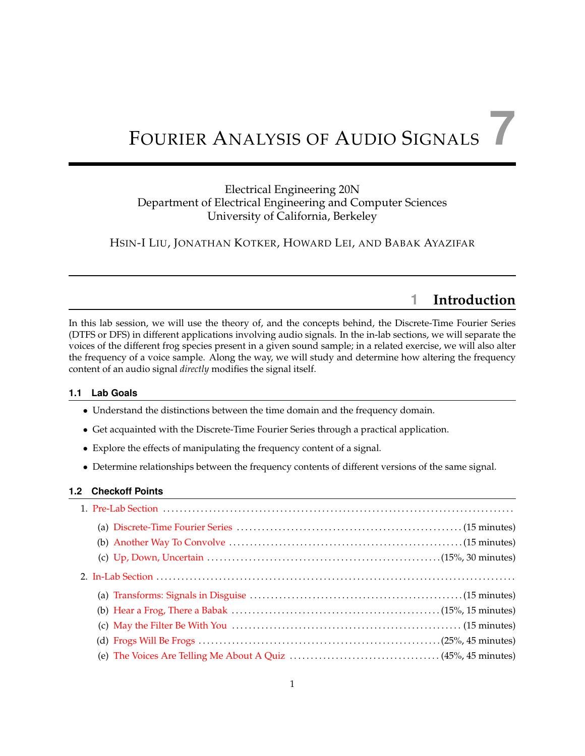# 7 Fourier Analysis of Audio Signals

Electrical Engineering 20N
Department of Electrical Engineering and Computer Sciences
University of California, Berkeley

Hsin-I Liu, Jonathan Kotker, Howard Lei, and Babak Ayazifar

## 1 Introduction

In this lab session, we will use the theory of, and the concepts behind, the Discrete-Time Fourier Series (DTFS or DFS) in different applications involving audio signals. In the in-lab sections, we will separate the voices of the different frog species present in a given sound sample; in a related exercise, we will also alter the frequency of a voice sample. Along the way, we will study and determine how altering the frequency content of an audio signal *directly* modifies the signal itself.

### 1.1 Lab Goals

- Understand the distinctions between the time domain and the frequency domain.
- Get acquainted with the Discrete-Time Fourier Series through a practical application.
- Explore the effects of manipulating the frequency content of a signal.
- Determine relationships between the frequency contents of different versions of the same signal.

### 1.2 Checkoff Points

1. Pre-Lab Section
   (a) Discrete-Time Fourier Series ... (15 minutes)
   (b) Another Way To Convolve ... (15 minutes)
   (c) Up, Down, Uncertain ... (15%, 30 minutes)
2. In-Lab Section
   (a) Transforms: Signals in Disguise ... (15 minutes)
   (b) Hear a Frog, There a Babak ... (15%, 15 minutes)
   (c) May the Filter Be With You ... (15 minutes)
   (d) Frogs Will Be Frogs ... (25%, 45 minutes)
   (e) The Voices Are Telling Me About A Quiz ... (45%, 45 minutes)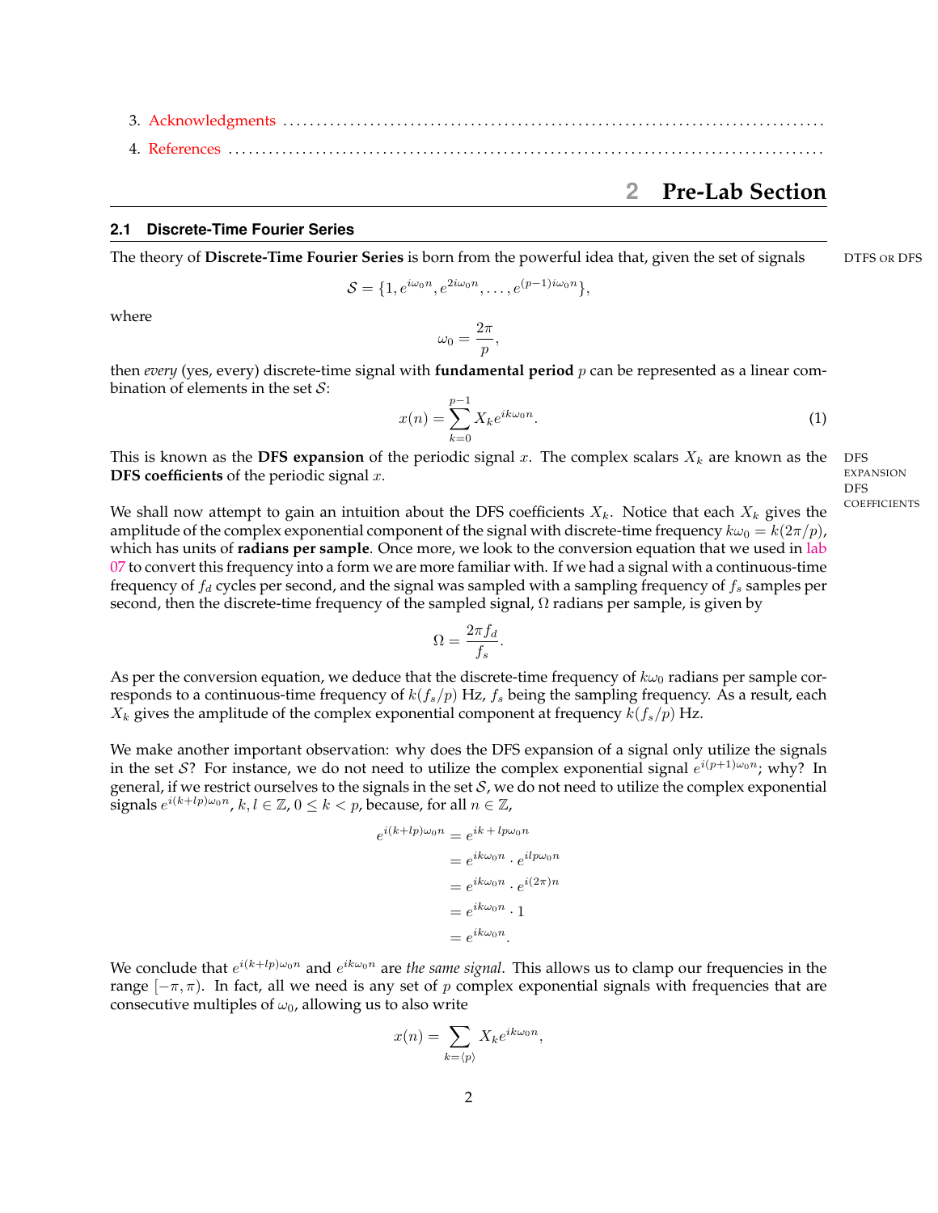3. Acknowledgments
4. References

# 2 Pre-Lab Section

## 2.1 Discrete-Time Fourier Series

DTFS OR DFS

The theory of **Discrete-Time Fourier Series** is born from the powerful idea that, given the set of signals

$$\mathcal{S} = \{1, e^{i\omega_0 n}, e^{2i\omega_0 n}, \ldots, e^{(p-1)i\omega_0 n}\},$$

where

$$\omega_0 = \frac{2\pi}{p},$$

then *every* (yes, every) discrete-time signal with **fundamental period** $p$ can be represented as a linear combination of elements in the set $\mathcal{S}$:

$$x(n) = \sum_{k=0}^{p-1} X_k e^{ik\omega_0 n}. \tag{1}$$

DFS EXPANSION
DFS COEFFICIENTS

This is known as the **DFS expansion** of the periodic signal $x$. The complex scalars $X_k$ are known as the **DFS coefficients** of the periodic signal $x$.

We shall now attempt to gain an intuition about the DFS coefficients $X_k$. Notice that each $X_k$ gives the amplitude of the complex exponential component of the signal with discrete-time frequency $k\omega_0 = k(2\pi/p)$, which has units of **radians per sample**. Once more, we look to the conversion equation that we used in lab 07 to convert this frequency into a form we are more familiar with. If we had a signal with a continuous-time frequency of $f_d$ cycles per second, and the signal was sampled with a sampling frequency of $f_s$ samples per second, then the discrete-time frequency of the sampled signal, $\Omega$ radians per sample, is given by

$$\Omega = \frac{2\pi f_d}{f_s}.$$

As per the conversion equation, we deduce that the discrete-time frequency of $k\omega_0$ radians per sample corresponds to a continuous-time frequency of $k(f_s/p)$ Hz, $f_s$ being the sampling frequency. As a result, each $X_k$ gives the amplitude of the complex exponential component at frequency $k(f_s/p)$ Hz.

We make another important observation: why does the DFS expansion of a signal only utilize the signals in the set $\mathcal{S}$? For instance, we do not need to utilize the complex exponential signal $e^{i(p+1)\omega_0 n}$; why? In general, if we restrict ourselves to the signals in the set $\mathcal{S}$, we do not need to utilize the complex exponential signals $e^{i(k+lp)\omega_0 n}$, $k, l \in \mathbb{Z}$, $0 \leq k < p$, because, for all $n \in \mathbb{Z}$,

$$\begin{aligned}
e^{i(k+lp)\omega_0 n} &= e^{ik + lp\omega_0 n} \\
&= e^{ik\omega_0 n} \cdot e^{ilp\omega_0 n} \\
&= e^{ik\omega_0 n} \cdot e^{i(2\pi)n} \\
&= e^{ik\omega_0 n} \cdot 1 \\
&= e^{ik\omega_0 n}.
\end{aligned}$$

We conclude that $e^{i(k+lp)\omega_0 n}$ and $e^{ik\omega_0 n}$ are *the same signal*. This allows us to clamp our frequencies in the range $[-\pi, \pi)$. In fact, all we need is any set of $p$ complex exponential signals with frequencies that are consecutive multiples of $\omega_0$, allowing us to also write

$$x(n) = \sum_{k=\langle p \rangle} X_k e^{ik\omega_0 n},$$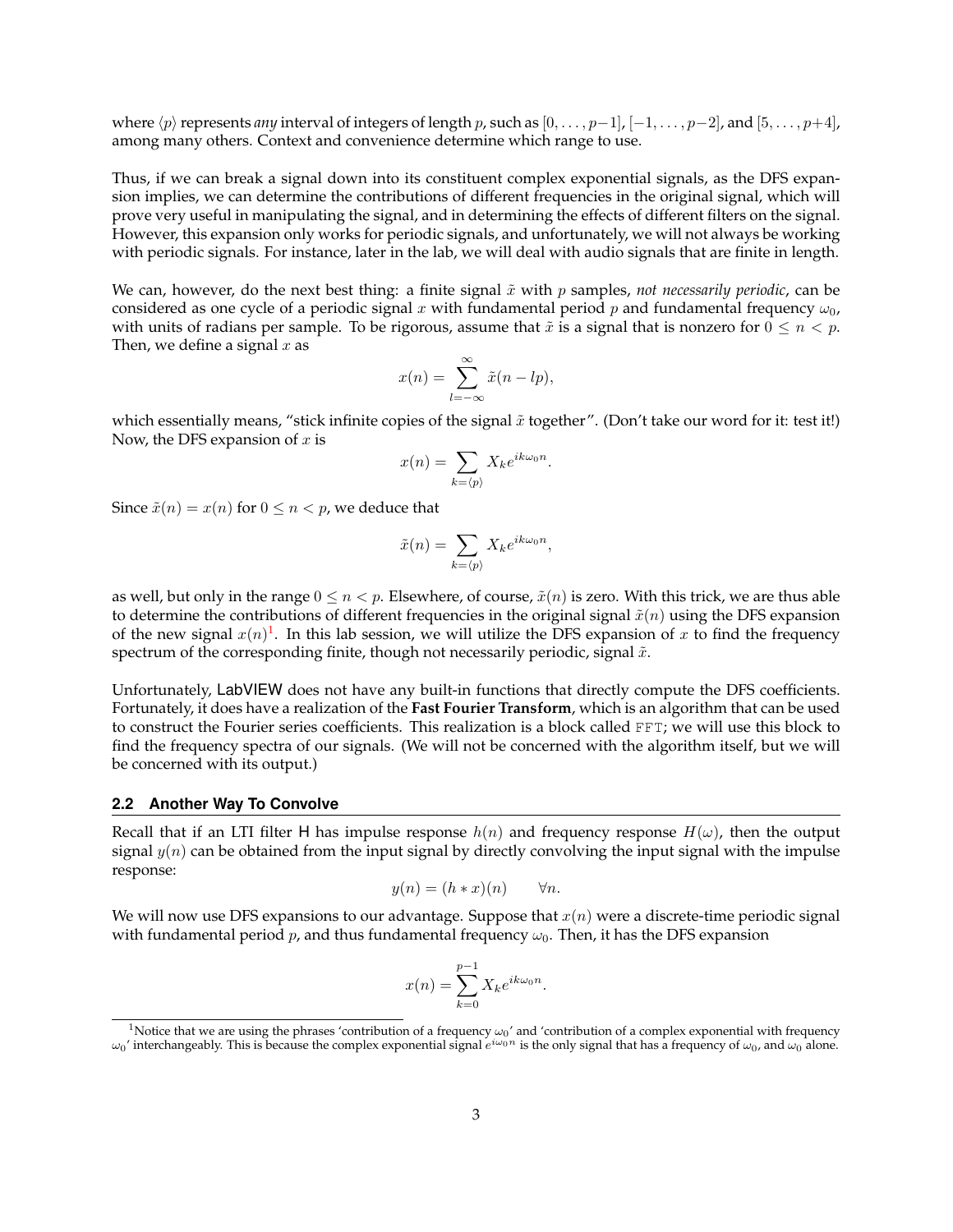where $\langle p \rangle$ represents *any* interval of integers of length $p$, such as $[0, \ldots, p-1]$, $[-1, \ldots, p-2]$, and $[5, \ldots, p+4]$, among many others. Context and convenience determine which range to use.

Thus, if we can break a signal down into its constituent complex exponential signals, as the DFS expansion implies, we can determine the contributions of different frequencies in the original signal, which will prove very useful in manipulating the signal, and in determining the effects of different filters on the signal. However, this expansion only works for periodic signals, and unfortunately, we will not always be working with periodic signals. For instance, later in the lab, we will deal with audio signals that are finite in length.

We can, however, do the next best thing: a finite signal $\tilde{x}$ with $p$ samples, *not necessarily periodic*, can be considered as one cycle of a periodic signal $x$ with fundamental period $p$ and fundamental frequency $\omega_0$, with units of radians per sample. To be rigorous, assume that $\tilde{x}$ is a signal that is nonzero for $0 \leq n < p$. Then, we define a signal $x$ as

$$x(n) = \sum_{l=-\infty}^{\infty} \tilde{x}(n - lp),$$

which essentially means, "stick infinite copies of the signal $\tilde{x}$ together". (Don't take our word for it: test it!) Now, the DFS expansion of $x$ is

$$x(n) = \sum_{k=\langle p \rangle} X_k e^{ik\omega_0 n}.$$

Since $\tilde{x}(n) = x(n)$ for $0 \leq n < p$, we deduce that

$$\tilde{x}(n) = \sum_{k=\langle p \rangle} X_k e^{ik\omega_0 n},$$

as well, but only in the range $0 \leq n < p$. Elsewhere, of course, $\tilde{x}(n)$ is zero. With this trick, we are thus able to determine the contributions of different frequencies in the original signal $\tilde{x}(n)$ using the DFS expansion of the new signal $x(n)$[1]. In this lab session, we will utilize the DFS expansion of $x$ to find the frequency spectrum of the corresponding finite, though not necessarily periodic, signal $\tilde{x}$.

Unfortunately, LabVIEW does not have any built-in functions that directly compute the DFS coefficients. Fortunately, it does have a realization of the **Fast Fourier Transform**, which is an algorithm that can be used to construct the Fourier series coefficients. This realization is a block called `FFT`; we will use this block to find the frequency spectra of our signals. (We will not be concerned with the algorithm itself, but we will be concerned with its output.)

## 2.2 Another Way To Convolve

Recall that if an LTI filter H has impulse response $h(n)$ and frequency response $H(\omega)$, then the output signal $y(n)$ can be obtained from the input signal by directly convolving the input signal with the impulse response:

$$y(n) = (h * x)(n) \qquad \forall n.$$

We will now use DFS expansions to our advantage. Suppose that $x(n)$ were a discrete-time periodic signal with fundamental period $p$, and thus fundamental frequency $\omega_0$. Then, it has the DFS expansion

$$x(n) = \sum_{k=0}^{p-1} X_k e^{ik\omega_0 n}.$$

[1] Notice that we are using the phrases 'contribution of a frequency $\omega_0$' and 'contribution of a complex exponential with frequency $\omega_0$' interchangeably. This is because the complex exponential signal $e^{i\omega_0 n}$ is the only signal that has a frequency of $\omega_0$, and $\omega_0$ alone.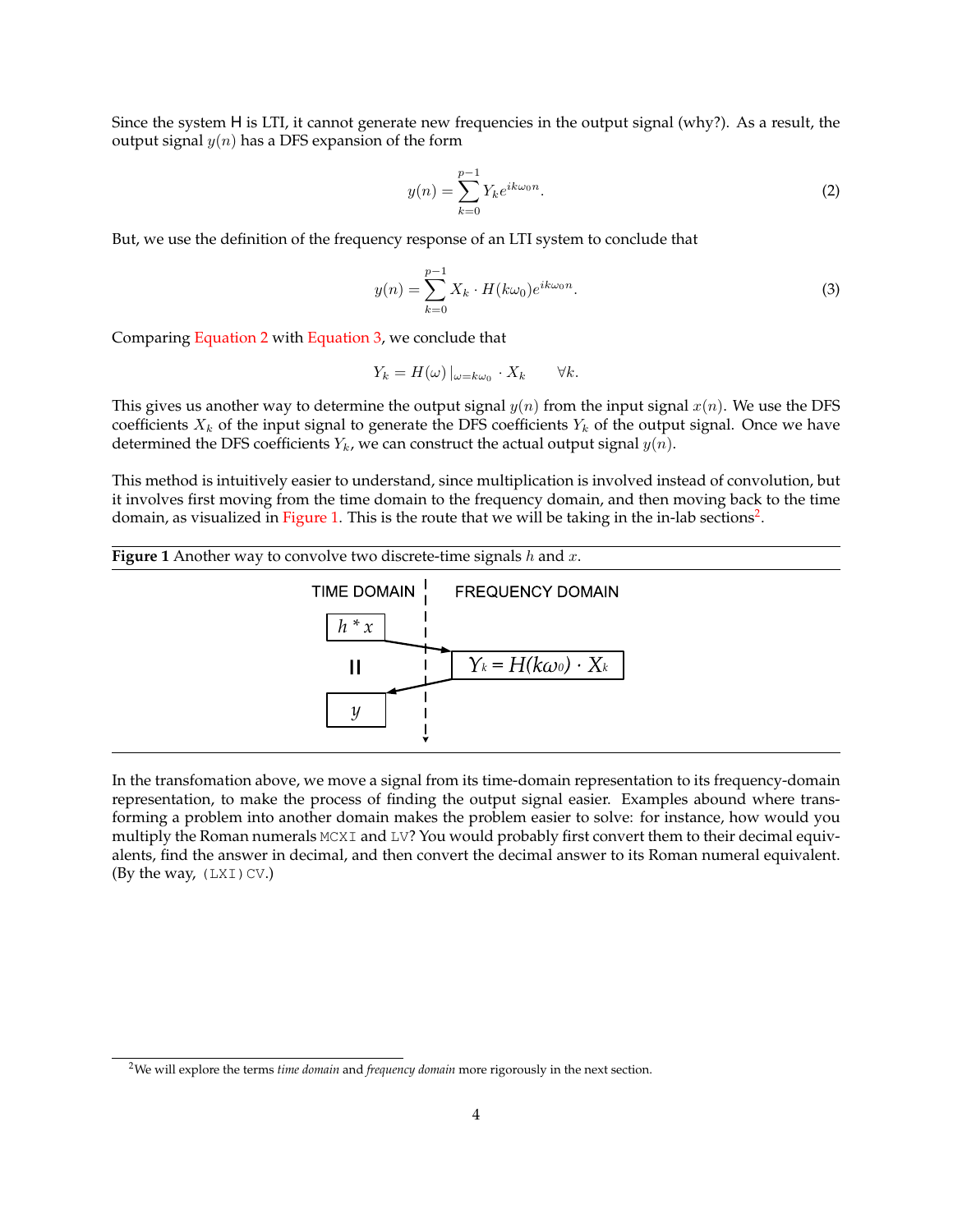Since the system H is LTI, it cannot generate new frequencies in the output signal (why?). As a result, the output signal $y(n)$ has a DFS expansion of the form

$$y(n) = \sum_{k=0}^{p-1} Y_k e^{ik\omega_0 n}. \tag{2}$$

But, we use the definition of the frequency response of an LTI system to conclude that

$$y(n) = \sum_{k=0}^{p-1} X_k \cdot H(k\omega_0) e^{ik\omega_0 n}. \tag{3}$$

Comparing Equation 2 with Equation 3, we conclude that

$$Y_k = H(\omega)\,|_{\omega = k\omega_0} \cdot X_k \qquad \forall k.$$

This gives us another way to determine the output signal $y(n)$ from the input signal $x(n)$. We use the DFS coefficients $X_k$ of the input signal to generate the DFS coefficients $Y_k$ of the output signal. Once we have determined the DFS coefficients $Y_k$, we can construct the actual output signal $y(n)$.

This method is intuitively easier to understand, since multiplication is involved instead of convolution, but it involves first moving from the time domain to the frequency domain, and then moving back to the time domain, as visualized in Figure 1. This is the route that we will be taking in the in-lab sections[2].

**Figure 1** Another way to convolve two discrete-time signals $h$ and $x$.

| TIME DOMAIN | FREQUENCY DOMAIN |
|---|---|
| $h * x$ | → |
| = | $Y_k = H(k\omega_0) \cdot X_k$ |
| $y$ | ← |

In the transfomation above, we move a signal from its time-domain representation to its frequency-domain representation, to make the process of finding the output signal easier. Examples abound where transforming a problem into another domain makes the problem easier to solve: for instance, how would you multiply the Roman numerals `MCXI` and `LV`? You would probably first convert them to their decimal equivalents, find the answer in decimal, and then convert the decimal answer to its Roman numeral equivalent. (By the way, `(LXI)CV`.)

[2] We will explore the terms *time domain* and *frequency domain* more rigorously in the next section.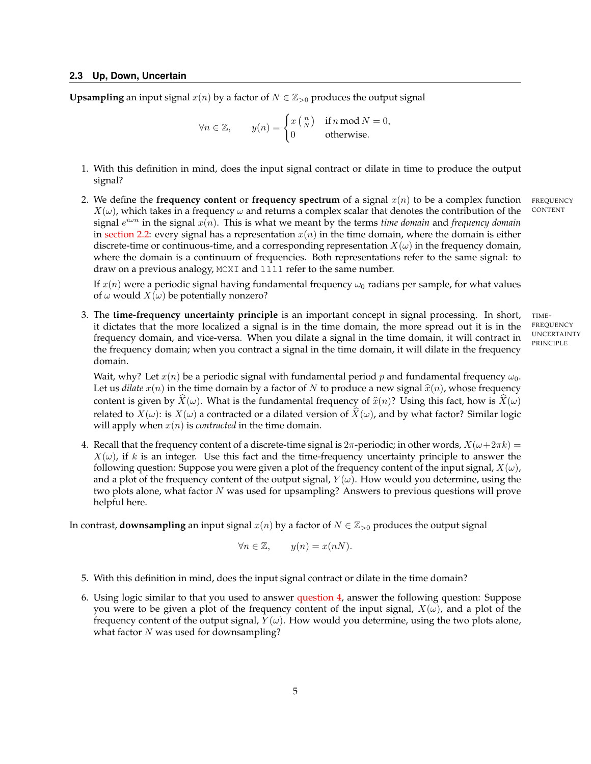### 2.3 Up, Down, Uncertain

**Upsampling** an input signal $x(n)$ by a factor of $N \in \mathbb{Z}_{>0}$ produces the output signal

$$\forall n \in \mathbb{Z}, \qquad y(n) = \begin{cases} x\left(\frac{n}{N}\right) & \text{if } n \bmod N = 0, \\ 0 & \text{otherwise.} \end{cases}$$

1. With this definition in mind, does the input signal contract or dilate in time to produce the output signal?

2. We define the **frequency content** or **frequency spectrum** of a signal $x(n)$ to be a complex function $X(\omega)$, which takes in a frequency $\omega$ and returns a complex scalar that denotes the contribution of the signal $e^{i\omega n}$ in the signal $x(n)$. This is what we meant by the terms *time domain* and *frequency domain* in section 2.2: every signal has a representation $x(n)$ in the time domain, where the domain is either discrete-time or continuous-time, and a corresponding representation $X(\omega)$ in the frequency domain, where the domain is a continuum of frequencies. Both representations refer to the same signal: to draw on a previous analogy, `MCXI` and `1111` refer to the same number.

   FREQUENCY CONTENT

   If $x(n)$ were a periodic signal having fundamental frequency $\omega_0$ radians per sample, for what values of $\omega$ would $X(\omega)$ be potentially nonzero?

3. The **time-frequency uncertainty principle** is an important concept in signal processing. In short, it dictates that the more localized a signal is in the time domain, the more spread out it is in the frequency domain, and vice-versa. When you dilate a signal in the time domain, it will contract in the frequency domain; when you contract a signal in the time domain, it will dilate in the frequency domain.

   TIME-FREQUENCY UNCERTAINTY PRINCIPLE

   Wait, why? Let $x(n)$ be a periodic signal with fundamental period $p$ and fundamental frequency $\omega_0$. Let us *dilate* $x(n)$ in the time domain by a factor of $N$ to produce a new signal $\widehat{x}(n)$, whose frequency content is given by $\widehat{X}(\omega)$. What is the fundamental frequency of $\widehat{x}(n)$? Using this fact, how is $\widehat{X}(\omega)$ related to $X(\omega)$: is $X(\omega)$ a contracted or a dilated version of $\widehat{X}(\omega)$, and by what factor? Similar logic will apply when $x(n)$ is *contracted* in the time domain.

4. Recall that the frequency content of a discrete-time signal is $2\pi$-periodic; in other words, $X(\omega + 2\pi k) = X(\omega)$, if $k$ is an integer. Use this fact and the time-frequency uncertainty principle to answer the following question: Suppose you were given a plot of the frequency content of the input signal, $X(\omega)$, and a plot of the frequency content of the output signal, $Y(\omega)$. How would you determine, using the two plots alone, what factor $N$ was used for upsampling? Answers to previous questions will prove helpful here.

In contrast, **downsampling** an input signal $x(n)$ by a factor of $N \in \mathbb{Z}_{>0}$ produces the output signal

$$\forall n \in \mathbb{Z}, \qquad y(n) = x(nN).$$

5. With this definition in mind, does the input signal contract or dilate in the time domain?

6. Using logic similar to that you used to answer question 4, answer the following question: Suppose you were to be given a plot of the frequency content of the input signal, $X(\omega)$, and a plot of the frequency content of the output signal, $Y(\omega)$. How would you determine, using the two plots alone, what factor $N$ was used for downsampling?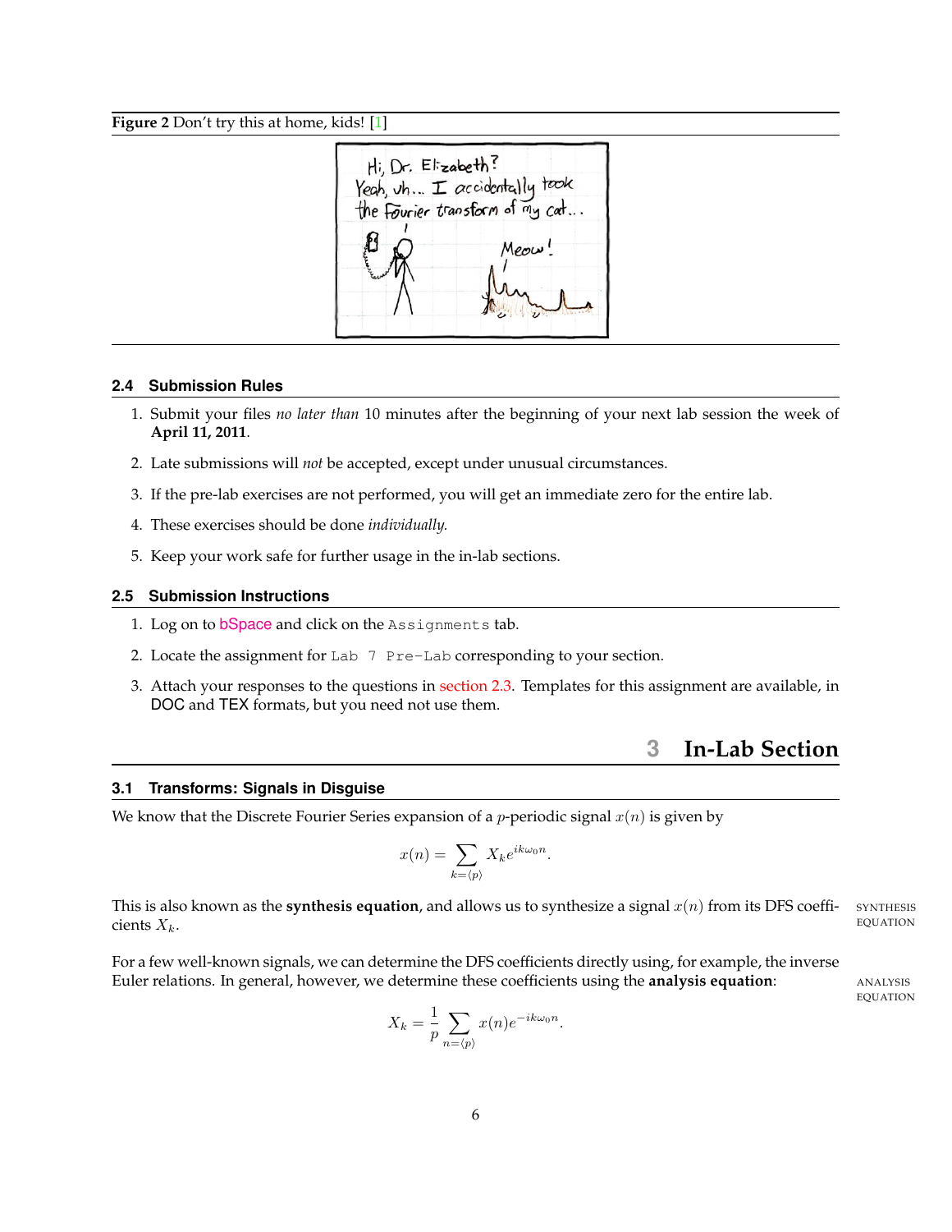**Figure 2** Don't try this at home, kids! [1]

### 2.4 Submission Rules

1. Submit your files *no later than* 10 minutes after the beginning of your next lab session the week of **April 11, 2011**.
2. Late submissions will *not* be accepted, except under unusual circumstances.
3. If the pre-lab exercises are not performed, you will get an immediate zero for the entire lab.
4. These exercises should be done *individually*.
5. Keep your work safe for further usage in the in-lab sections.

### 2.5 Submission Instructions

1. Log on to bSpace and click on the `Assignments` tab.
2. Locate the assignment for `Lab 7 Pre-Lab` corresponding to your section.
3. Attach your responses to the questions in section 2.3. Templates for this assignment are available, in DOC and TEX formats, but you need not use them.

## 3 In-Lab Section

### 3.1 Transforms: Signals in Disguise

We know that the Discrete Fourier Series expansion of a $p$-periodic signal $x(n)$ is given by

$$x(n) = \sum_{k=\langle p \rangle} X_k e^{ik\omega_0 n}.$$

This is also known as the **synthesis equation**, and allows us to synthesize a signal $x(n)$ from its DFS coefficients $X_k$.

SYNTHESIS EQUATION

For a few well-known signals, we can determine the DFS coefficients directly using, for example, the inverse Euler relations. In general, however, we determine these coefficients using the **analysis equation**:

ANALYSIS EQUATION

$$X_k = \frac{1}{p} \sum_{n=\langle p \rangle} x(n) e^{-ik\omega_0 n}.$$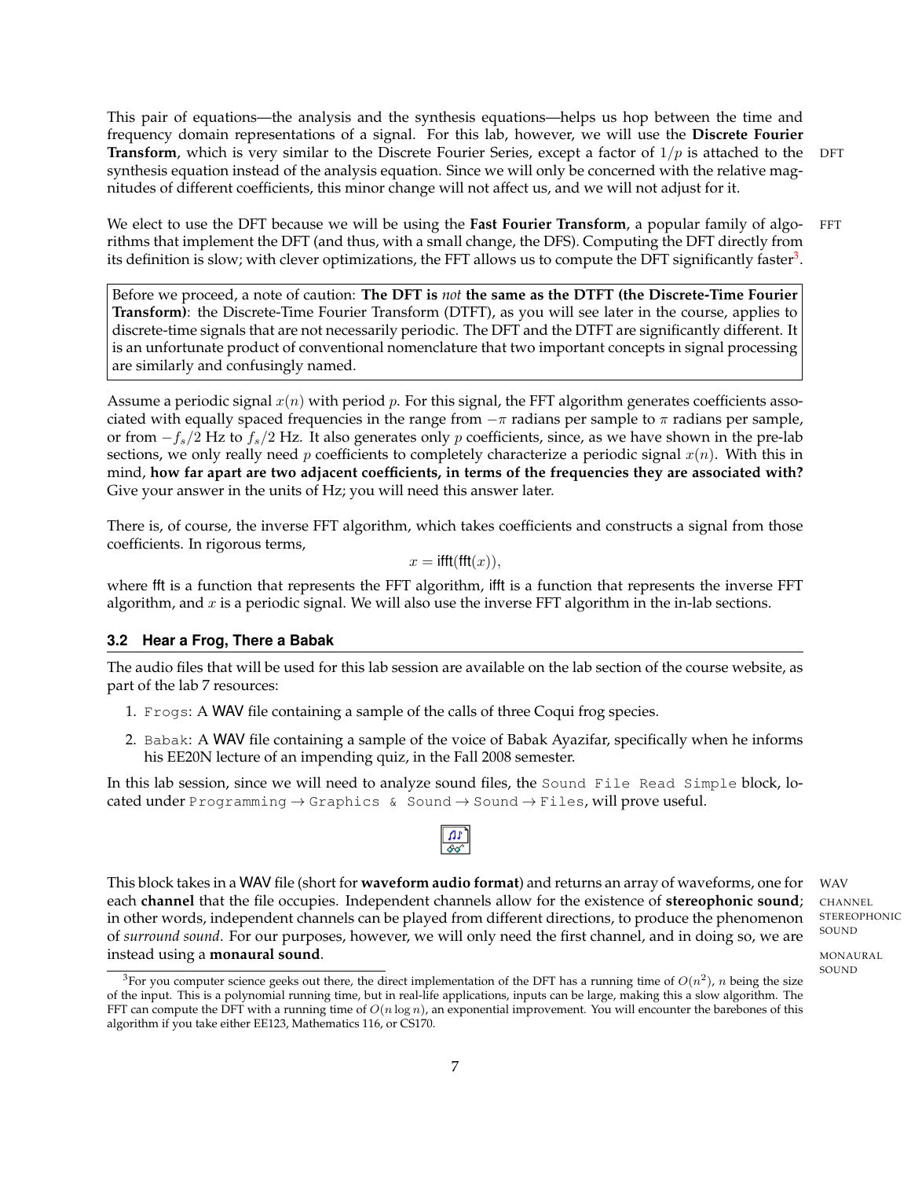This pair of equations—the analysis and the synthesis equations—helps us hop between the time and frequency domain representations of a signal. For this lab, however, we will use the **Discrete Fourier Transform**, which is very similar to the Discrete Fourier Series, except a factor of $1/p$ is attached to the synthesis equation instead of the analysis equation. Since we will only be concerned with the relative magnitudes of different coefficients, this minor change will not affect us, and we will not adjust for it.

DFT

We elect to use the DFT because we will be using the **Fast Fourier Transform**, a popular family of algorithms that implement the DFT (and thus, with a small change, the DFS). Computing the DFT directly from its definition is slow; with clever optimizations, the FFT allows us to compute the DFT significantly faster[3].

FFT

> Before we proceed, a note of caution: **The DFT is *not* the same as the DTFT (the Discrete-Time Fourier Transform)**: the Discrete-Time Fourier Transform (DTFT), as you will see later in the course, applies to discrete-time signals that are not necessarily periodic. The DFT and the DTFT are significantly different. It is an unfortunate product of conventional nomenclature that two important concepts in signal processing are similarly and confusingly named.

Assume a periodic signal $x(n)$ with period $p$. For this signal, the FFT algorithm generates coefficients associated with equally spaced frequencies in the range from $-\pi$ radians per sample to $\pi$ radians per sample, or from $-f_s/2$ Hz to $f_s/2$ Hz. It also generates only $p$ coefficients, since, as we have shown in the pre-lab sections, we only really need $p$ coefficients to completely characterize a periodic signal $x(n)$. With this in mind, **how far apart are two adjacent coefficients, in terms of the frequencies they are associated with?** Give your answer in the units of Hz; you will need this answer later.

There is, of course, the inverse FFT algorithm, which takes coefficients and constructs a signal from those coefficients. In rigorous terms,

$$x = \mathsf{ifft}(\mathsf{fft}(x)),$$

where fft is a function that represents the FFT algorithm, ifft is a function that represents the inverse FFT algorithm, and $x$ is a periodic signal. We will also use the inverse FFT algorithm in the in-lab sections.

### 3.2 Hear a Frog, There a Babak

The audio files that will be used for this lab session are available on the lab section of the course website, as part of the lab 7 resources:

1. `Frogs`: A WAV file containing a sample of the calls of three Coqui frog species.
2. `Babak`: A WAV file containing a sample of the voice of Babak Ayazifar, specifically when he informs his EE20N lecture of an impending quiz, in the Fall 2008 semester.

In this lab session, since we will need to analyze sound files, the `Sound File Read Simple` block, located under `Programming` → `Graphics & Sound` → `Sound` → `Files`, will prove useful.

This block takes in a WAV file (short for **waveform audio format**) and returns an array of waveforms, one for each **channel** that the file occupies. Independent channels allow for the existence of **stereophonic sound**; in other words, independent channels can be played from different directions, to produce the phenomenon of *surround sound*. For our purposes, however, we will only need the first channel, and in doing so, we are instead using a **monaural sound**.

WAV
CHANNEL
STEREOPHONIC SOUND
MONAURAL SOUND

[3] For you computer science geeks out there, the direct implementation of the DFT has a running time of $O(n^2)$, $n$ being the size of the input. This is a polynomial running time, but in real-life applications, inputs can be large, making this a slow algorithm. The FFT can compute the DFT with a running time of $O(n \log n)$, an exponential improvement. You will encounter the barebones of this algorithm if you take either EE123, Mathematics 116, or CS170.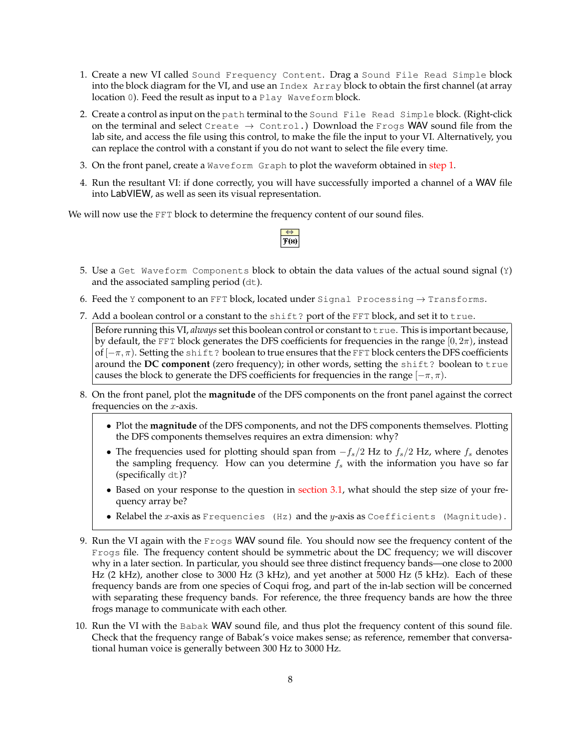1. Create a new VI called `Sound Frequency Content`. Drag a `Sound File Read Simple` block into the block diagram for the VI, and use an `Index Array` block to obtain the first channel (at array location `0`). Feed the result as input to a `Play Waveform` block.

2. Create a control as input on the `path` terminal to the `Sound File Read Simple` block. (Right-click on the terminal and select `Create` → `Control`.) Download the `Frogs` WAV sound file from the lab site, and access the file using this control, to make the file the input to your VI. Alternatively, you can replace the control with a constant if you do not want to select the file every time.

3. On the front panel, create a `Waveform Graph` to plot the waveform obtained in step 1.

4. Run the resultant VI: if done correctly, you will have successfully imported a channel of a WAV file into LabVIEW, as well as seen its visual representation.

We will now use the `FFT` block to determine the frequency content of our sound files.

5. Use a `Get Waveform Components` block to obtain the data values of the actual sound signal (`Y`) and the associated sampling period (`dt`).

6. Feed the `Y` component to an `FFT` block, located under `Signal Processing` → `Transforms`.

7. Add a boolean control or a constant to the `shift?` port of the `FFT` block, and set it to `true`.

   Before running this VI, *always* set this boolean control or constant to `true`. This is important because, by default, the `FFT` block generates the DFS coefficients for frequencies in the range $[0, 2\pi)$, instead of $[-\pi, \pi)$. Setting the `shift?` boolean to true ensures that the `FFT` block centers the DFS coefficients around the **DC component** (zero frequency); in other words, setting the `shift?` boolean to `true` causes the block to generate the DFS coefficients for frequencies in the range $[-\pi, \pi)$.

8. On the front panel, plot the **magnitude** of the DFS components on the front panel against the correct frequencies on the $x$-axis.

   - Plot the **magnitude** of the DFS components, and not the DFS components themselves. Plotting the DFS components themselves requires an extra dimension: why?
   - The frequencies used for plotting should span from $-f_s/2$ Hz to $f_s/2$ Hz, where $f_s$ denotes the sampling frequency. How can you determine $f_s$ with the information you have so far (specifically `dt`)?
   - Based on your response to the question in section 3.1, what should the step size of your frequency array be?
   - Relabel the $x$-axis as `Frequencies (Hz)` and the $y$-axis as `Coefficients (Magnitude)`.

9. Run the VI again with the `Frogs` WAV sound file. You should now see the frequency content of the `Frogs` file. The frequency content should be symmetric about the DC frequency; we will discover why in a later section. In particular, you should see three distinct frequency bands—one close to 2000 Hz (2 kHz), another close to 3000 Hz (3 kHz), and yet another at 5000 Hz (5 kHz). Each of these frequency bands are from one species of Coqui frog, and part of the in-lab section will be concerned with separating these frequency bands. For reference, the three frequency bands are how the three frogs manage to communicate with each other.

10. Run the VI with the `Babak` WAV sound file, and thus plot the frequency content of this sound file. Check that the frequency range of Babak's voice makes sense; as reference, remember that conversational human voice is generally between 300 Hz to 3000 Hz.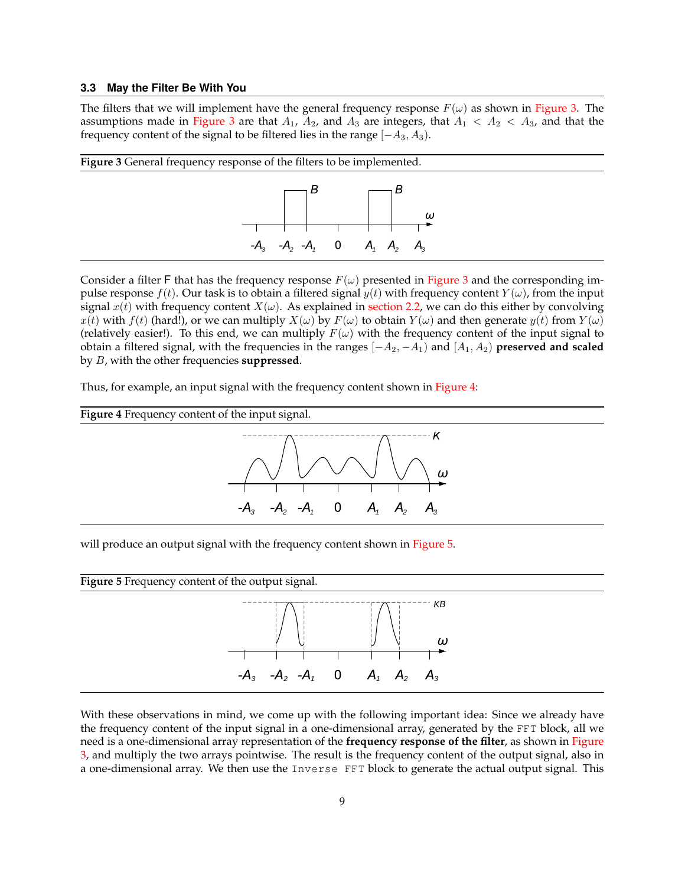### 3.3 May the Filter Be With You

The filters that we will implement have the general frequency response $F(\omega)$ as shown in Figure 3. The assumptions made in Figure 3 are that $A_1$, $A_2$, and $A_3$ are integers, that $A_1 < A_2 < A_3$, and that the frequency content of the signal to be filtered lies in the range $[-A_3, A_3)$.

**Figure 3** General frequency response of the filters to be implemented.

Consider a filter F that has the frequency response $F(\omega)$ presented in Figure 3 and the corresponding impulse response $f(t)$. Our task is to obtain a filtered signal $y(t)$ with frequency content $Y(\omega)$, from the input signal $x(t)$ with frequency content $X(\omega)$. As explained in section 2.2, we can do this either by convolving $x(t)$ with $f(t)$ (hard!), or we can multiply $X(\omega)$ by $F(\omega)$ to obtain $Y(\omega)$ and then generate $y(t)$ from $Y(\omega)$ (relatively easier!). To this end, we can multiply $F(\omega)$ with the frequency content of the input signal to obtain a filtered signal, with the frequencies in the ranges $[-A_2, -A_1)$ and $[A_1, A_2)$ **preserved and scaled** by $B$, with the other frequencies **suppressed**.

Thus, for example, an input signal with the frequency content shown in Figure 4:

**Figure 4** Frequency content of the input signal.

will produce an output signal with the frequency content shown in Figure 5.

**Figure 5** Frequency content of the output signal.

With these observations in mind, we come up with the following important idea: Since we already have the frequency content of the input signal in a one-dimensional array, generated by the `FFT` block, all we need is a one-dimensional array representation of the **frequency response of the filter**, as shown in Figure 3, and multiply the two arrays pointwise. The result is the frequency content of the output signal, also in a one-dimensional array. We then use the `Inverse FFT` block to generate the actual output signal. This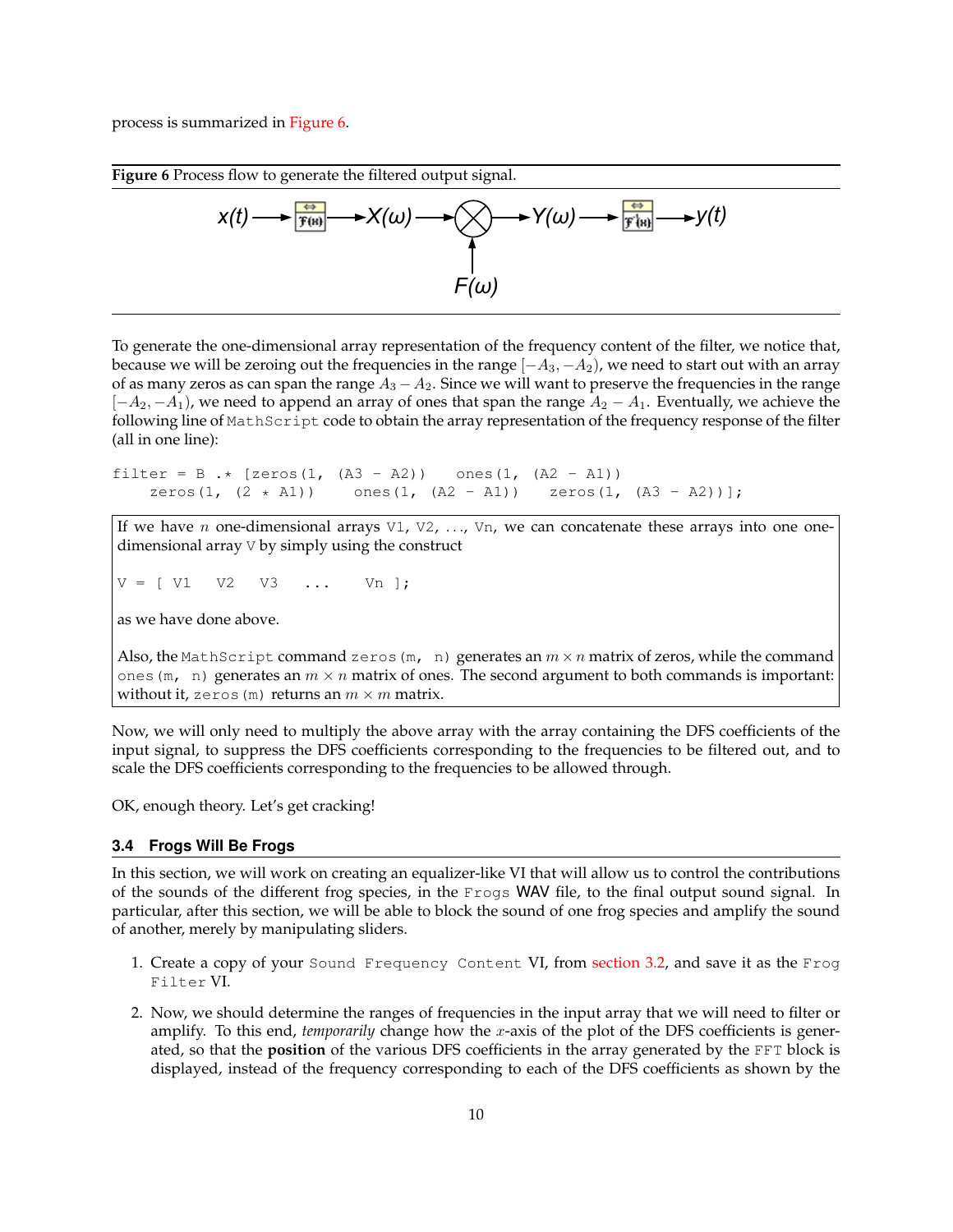process is summarized in Figure 6.

**Figure 6** Process flow to generate the filtered output signal.

$$x(t) \longrightarrow \boxed{\mathcal{F}(x)} \longrightarrow X(\omega) \longrightarrow \bigotimes \longrightarrow Y(\omega) \longrightarrow \boxed{\mathcal{F}^{-1}(x)} \longrightarrow y(t)$$

$$F(\omega) \uparrow$$

To generate the one-dimensional array representation of the frequency content of the filter, we notice that, because we will be zeroing out the frequencies in the range $[-A_3, -A_2)$, we need to start out with an array of as many zeros as can span the range $A_3 - A_2$. Since we will want to preserve the frequencies in the range $[-A_2, -A_1)$, we need to append an array of ones that span the range $A_2 - A_1$. Eventually, we achieve the following line of `MathScript` code to obtain the array representation of the frequency response of the filter (all in one line):

```
filter = B .* [zeros(1, (A3 - A2))   ones(1, (A2 - A1))
    zeros(1, (2 * A1))    ones(1, (A2 - A1))   zeros(1, (A3 - A2))];
```

If we have $n$ one-dimensional arrays `V1`, `V2`, ..., `Vn`, we can concatenate these arrays into one one-dimensional array `V` by simply using the construct

```
V = [ V1   V2   V3   ...   Vn ];
```

as we have done above.

Also, the `MathScript` command `zeros(m, n)` generates an $m \times n$ matrix of zeros, while the command `ones(m, n)` generates an $m \times n$ matrix of ones. The second argument to both commands is important: without it, `zeros(m)` returns an $m \times m$ matrix.

Now, we will only need to multiply the above array with the array containing the DFS coefficients of the input signal, to suppress the DFS coefficients corresponding to the frequencies to be filtered out, and to scale the DFS coefficients corresponding to the frequencies to be allowed through.

OK, enough theory. Let's get cracking!

### 3.4 Frogs Will Be Frogs

In this section, we will work on creating an equalizer-like VI that will allow us to control the contributions of the sounds of the different frog species, in the `Frogs` WAV file, to the final output sound signal. In particular, after this section, we will be able to block the sound of one frog species and amplify the sound of another, merely by manipulating sliders.

1. Create a copy of your `Sound Frequency Content` VI, from section 3.2, and save it as the `Frog Filter` VI.
2. Now, we should determine the ranges of frequencies in the input array that we will need to filter or amplify. To this end, *temporarily* change how the $x$-axis of the plot of the DFS coefficients is generated, so that the **position** of the various DFS coefficients in the array generated by the `FFT` block is displayed, instead of the frequency corresponding to each of the DFS coefficients as shown by the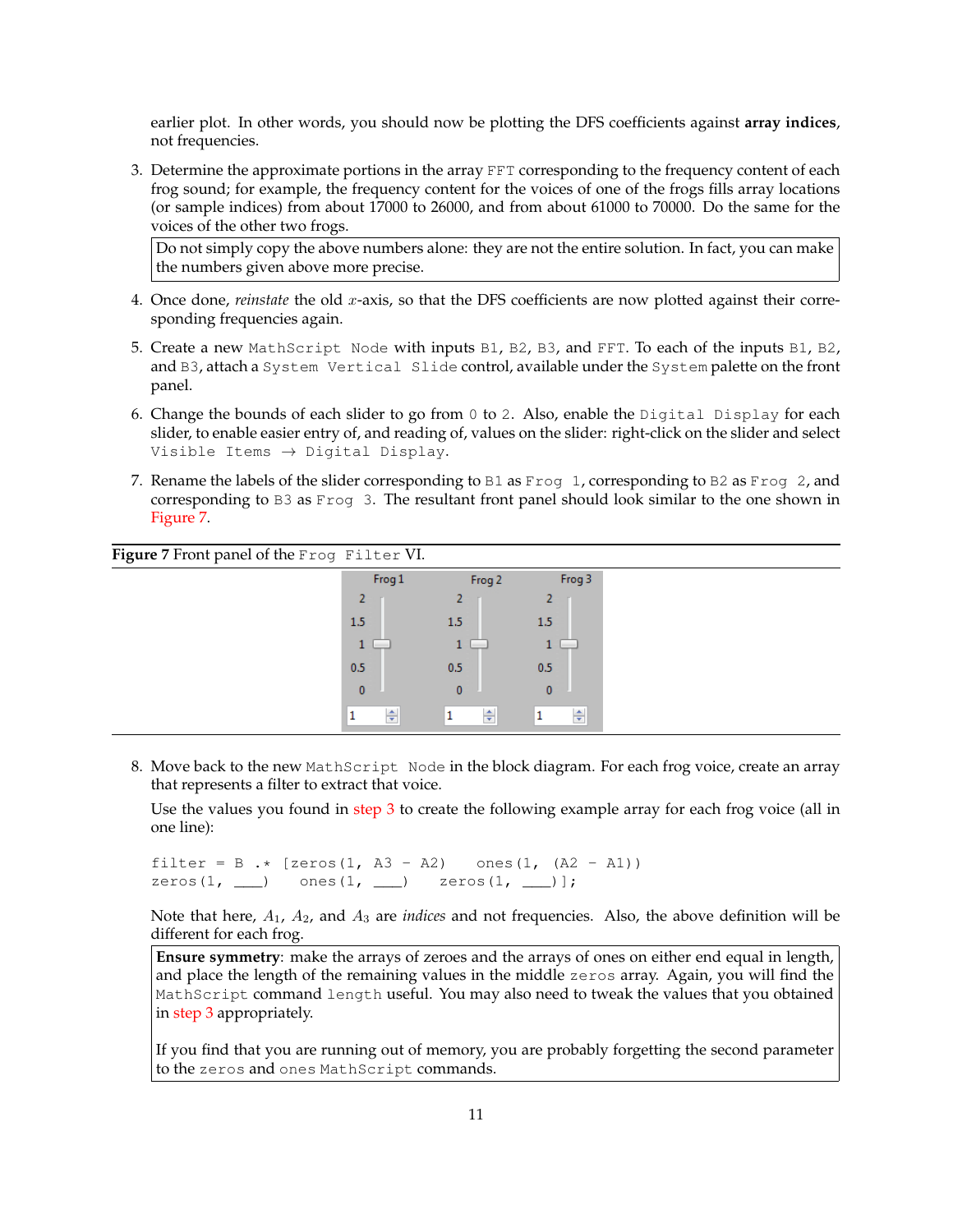earlier plot. In other words, you should now be plotting the DFS coefficients against **array indices**, not frequencies.

3. Determine the approximate portions in the array `FFT` corresponding to the frequency content of each frog sound; for example, the frequency content for the voices of one of the frogs fills array locations (or sample indices) from about 17000 to 26000, and from about 61000 to 70000. Do the same for the voices of the other two frogs.

   > Do not simply copy the above numbers alone: they are not the entire solution. In fact, you can make the numbers given above more precise.

4. Once done, *reinstate* the old $x$-axis, so that the DFS coefficients are now plotted against their corresponding frequencies again.

5. Create a new `MathScript Node` with inputs `B1`, `B2`, `B3`, and `FFT`. To each of the inputs `B1`, `B2`, and `B3`, attach a `System Vertical Slide` control, available under the `System` palette on the front panel.

6. Change the bounds of each slider to go from `0` to `2`. Also, enable the `Digital Display` for each slider, to enable easier entry of, and reading of, values on the slider: right-click on the slider and select `Visible Items` → `Digital Display`.

7. Rename the labels of the slider corresponding to `B1` as `Frog 1`, corresponding to `B2` as `Frog 2`, and corresponding to `B3` as `Frog 3`. The resultant front panel should look similar to the one shown in Figure 7.

**Figure 7** Front panel of the `Frog Filter` VI.

8. Move back to the new `MathScript Node` in the block diagram. For each frog voice, create an array that represents a filter to extract that voice.

   Use the values you found in step 3 to create the following example array for each frog voice (all in one line):

   ```
   filter = B .* [zeros(1, A3 - A2)   ones(1, (A2 - A1))
   zeros(1, ___)   ones(1, ___)   zeros(1, ___)];
   ```

   Note that here, $A_1$, $A_2$, and $A_3$ are *indices* and not frequencies. Also, the above definition will be different for each frog.

   > **Ensure symmetry**: make the arrays of zeroes and the arrays of ones on either end equal in length, and place the length of the remaining values in the middle `zeros` array. Again, you will find the `MathScript` command `length` useful. You may also need to tweak the values that you obtained in step 3 appropriately.
   >
   > If you find that you are running out of memory, you are probably forgetting the second parameter to the `zeros` and `ones` `MathScript` commands.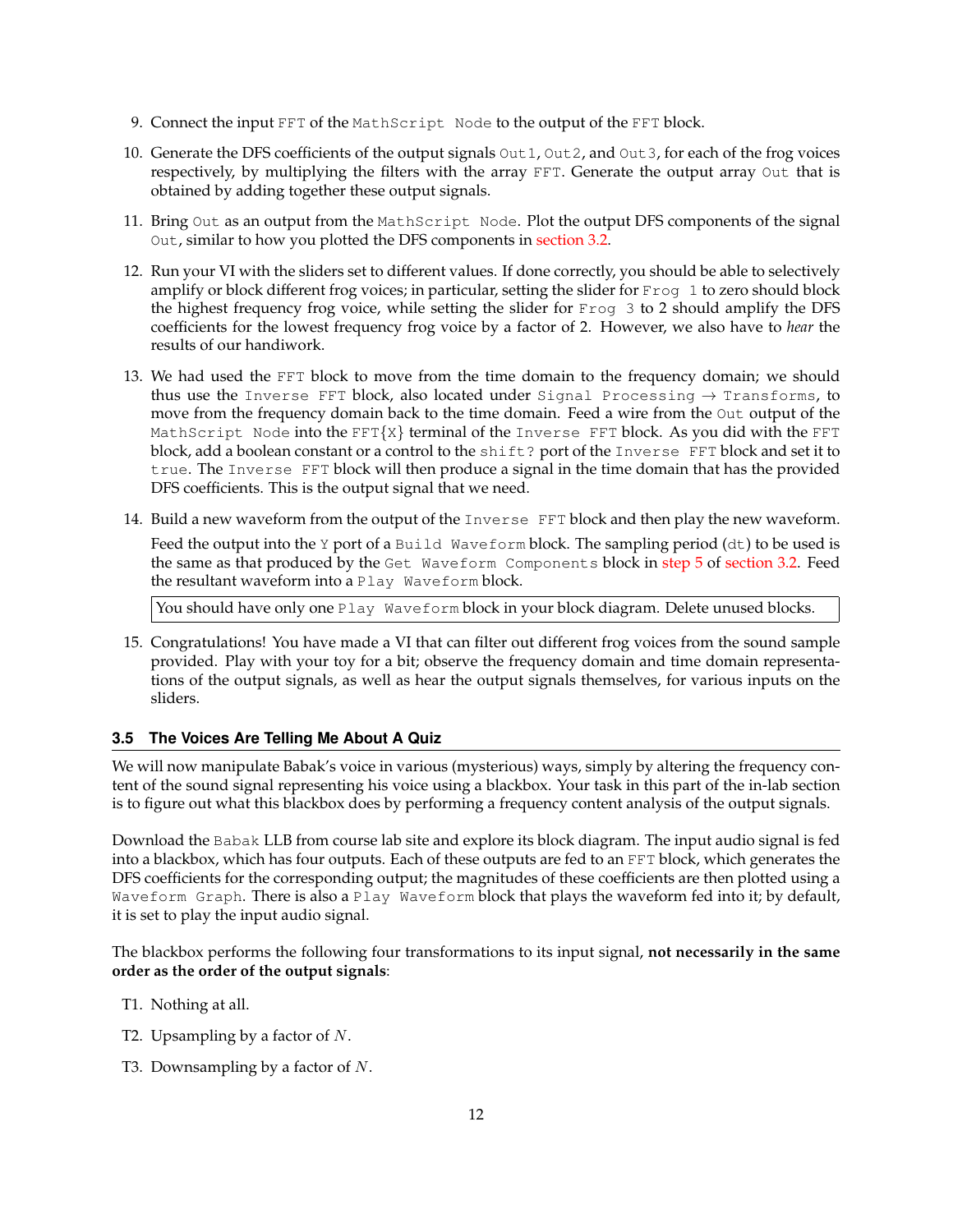9. Connect the input `FFT` of the `MathScript Node` to the output of the `FFT` block.

10. Generate the DFS coefficients of the output signals `Out1`, `Out2`, and `Out3`, for each of the frog voices respectively, by multiplying the filters with the array `FFT`. Generate the output array `Out` that is obtained by adding together these output signals.

11. Bring `Out` as an output from the `MathScript Node`. Plot the output DFS components of the signal `Out`, similar to how you plotted the DFS components in section 3.2.

12. Run your VI with the sliders set to different values. If done correctly, you should be able to selectively amplify or block different frog voices; in particular, setting the slider for `Frog 1` to zero should block the highest frequency frog voice, while setting the slider for `Frog 3` to 2 should amplify the DFS coefficients for the lowest frequency frog voice by a factor of 2. However, we also have to *hear* the results of our handiwork.

13. We had used the `FFT` block to move from the time domain to the frequency domain; we should thus use the `Inverse FFT` block, also located under `Signal Processing` → `Transforms`, to move from the frequency domain back to the time domain. Feed a wire from the `Out` output of the `MathScript Node` into the `FFT{X}` terminal of the `Inverse FFT` block. As you did with the `FFT` block, add a boolean constant or a control to the `shift?` port of the `Inverse FFT` block and set it to `true`. The `Inverse FFT` block will then produce a signal in the time domain that has the provided DFS coefficients. This is the output signal that we need.

14. Build a new waveform from the output of the `Inverse FFT` block and then play the new waveform.

    Feed the output into the `Y` port of a `Build Waveform` block. The sampling period (`dt`) to be used is the same as that produced by the `Get Waveform Components` block in step 5 of section 3.2. Feed the resultant waveform into a `Play Waveform` block.

    | You should have only one `Play Waveform` block in your block diagram. Delete unused blocks. |
    |---|

15. Congratulations! You have made a VI that can filter out different frog voices from the sound sample provided. Play with your toy for a bit; observe the frequency domain and time domain representations of the output signals, as well as hear the output signals themselves, for various inputs on the sliders.

### 3.5 The Voices Are Telling Me About A Quiz

We will now manipulate Babak's voice in various (mysterious) ways, simply by altering the frequency content of the sound signal representing his voice using a blackbox. Your task in this part of the in-lab section is to figure out what this blackbox does by performing a frequency content analysis of the output signals.

Download the `Babak` LLB from course lab site and explore its block diagram. The input audio signal is fed into a blackbox, which has four outputs. Each of these outputs are fed to an `FFT` block, which generates the DFS coefficients for the corresponding output; the magnitudes of these coefficients are then plotted using a `Waveform Graph`. There is also a `Play Waveform` block that plays the waveform fed into it; by default, it is set to play the input audio signal.

The blackbox performs the following four transformations to its input signal, **not necessarily in the same order as the order of the output signals**:

T1. Nothing at all.

T2. Upsampling by a factor of $N$.

T3. Downsampling by a factor of $N$.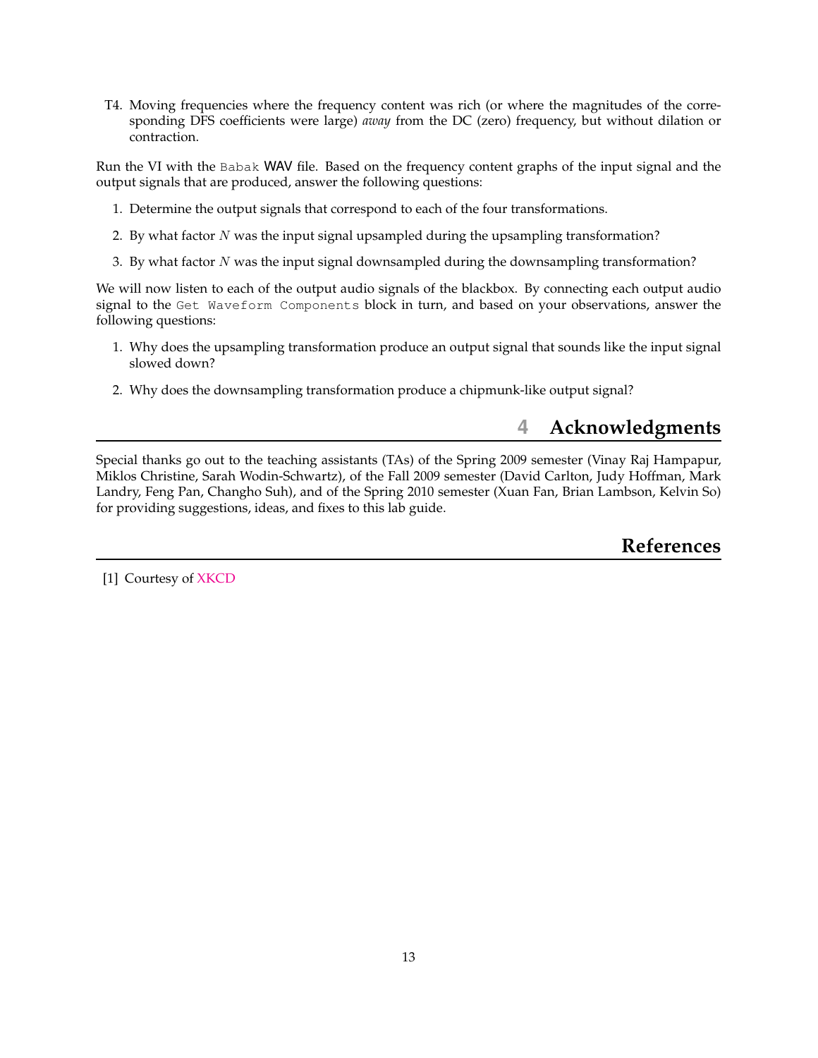T4. Moving frequencies where the frequency content was rich (or where the magnitudes of the corresponding DFS coefficients were large) *away* from the DC (zero) frequency, but without dilation or contraction.

Run the VI with the `Babak` WAV file. Based on the frequency content graphs of the input signal and the output signals that are produced, answer the following questions:

1. Determine the output signals that correspond to each of the four transformations.
2. By what factor $N$ was the input signal upsampled during the upsampling transformation?
3. By what factor $N$ was the input signal downsampled during the downsampling transformation?

We will now listen to each of the output audio signals of the blackbox. By connecting each output audio signal to the `Get Waveform Components` block in turn, and based on your observations, answer the following questions:

1. Why does the upsampling transformation produce an output signal that sounds like the input signal slowed down?
2. Why does the downsampling transformation produce a chipmunk-like output signal?

## 4 Acknowledgments

Special thanks go out to the teaching assistants (TAs) of the Spring 2009 semester (Vinay Raj Hampapur, Miklos Christine, Sarah Wodin-Schwartz), of the Fall 2009 semester (David Carlton, Judy Hoffman, Mark Landry, Feng Pan, Changho Suh), and of the Spring 2010 semester (Xuan Fan, Brian Lambson, Kelvin So) for providing suggestions, ideas, and fixes to this lab guide.

## References

[1] Courtesy of XKCD